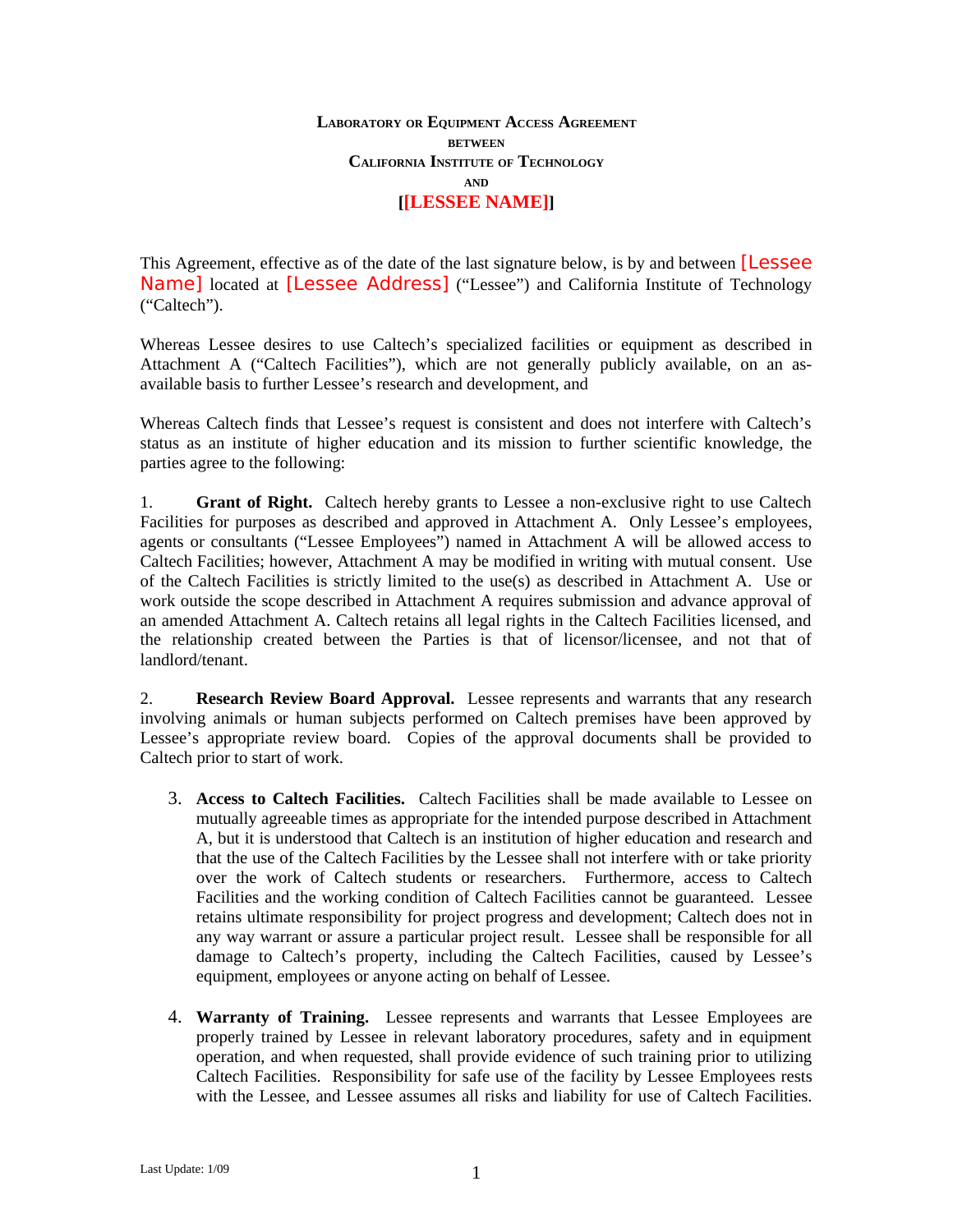**Laboratory or Equipment Access Agreement**
**between**
**California Institute of Technology**
**and**
**[[LESSEE NAME]]**

This Agreement, effective as of the date of the last signature below, is by and between [Lessee Name] located at [Lessee Address] ("Lessee") and California Institute of Technology ("Caltech").

Whereas Lessee desires to use Caltech's specialized facilities or equipment as described in Attachment A ("Caltech Facilities"), which are not generally publicly available, on an as-available basis to further Lessee's research and development, and

Whereas Caltech finds that Lessee's request is consistent and does not interfere with Caltech's status as an institute of higher education and its mission to further scientific knowledge, the parties agree to the following:

1. **Grant of Right.** Caltech hereby grants to Lessee a non-exclusive right to use Caltech Facilities for purposes as described and approved in Attachment A. Only Lessee's employees, agents or consultants ("Lessee Employees") named in Attachment A will be allowed access to Caltech Facilities; however, Attachment A may be modified in writing with mutual consent. Use of the Caltech Facilities is strictly limited to the use(s) as described in Attachment A. Use or work outside the scope described in Attachment A requires submission and advance approval of an amended Attachment A. Caltech retains all legal rights in the Caltech Facilities licensed, and the relationship created between the Parties is that of licensor/licensee, and not that of landlord/tenant.

2. **Research Review Board Approval.** Lessee represents and warrants that any research involving animals or human subjects performed on Caltech premises have been approved by Lessee's appropriate review board. Copies of the approval documents shall be provided to Caltech prior to start of work.

3. **Access to Caltech Facilities.** Caltech Facilities shall be made available to Lessee on mutually agreeable times as appropriate for the intended purpose described in Attachment A, but it is understood that Caltech is an institution of higher education and research and that the use of the Caltech Facilities by the Lessee shall not interfere with or take priority over the work of Caltech students or researchers. Furthermore, access to Caltech Facilities and the working condition of Caltech Facilities cannot be guaranteed. Lessee retains ultimate responsibility for project progress and development; Caltech does not in any way warrant or assure a particular project result. Lessee shall be responsible for all damage to Caltech's property, including the Caltech Facilities, caused by Lessee's equipment, employees or anyone acting on behalf of Lessee.

4. **Warranty of Training.** Lessee represents and warrants that Lessee Employees are properly trained by Lessee in relevant laboratory procedures, safety and in equipment operation, and when requested, shall provide evidence of such training prior to utilizing Caltech Facilities. Responsibility for safe use of the facility by Lessee Employees rests with the Lessee, and Lessee assumes all risks and liability for use of Caltech Facilities.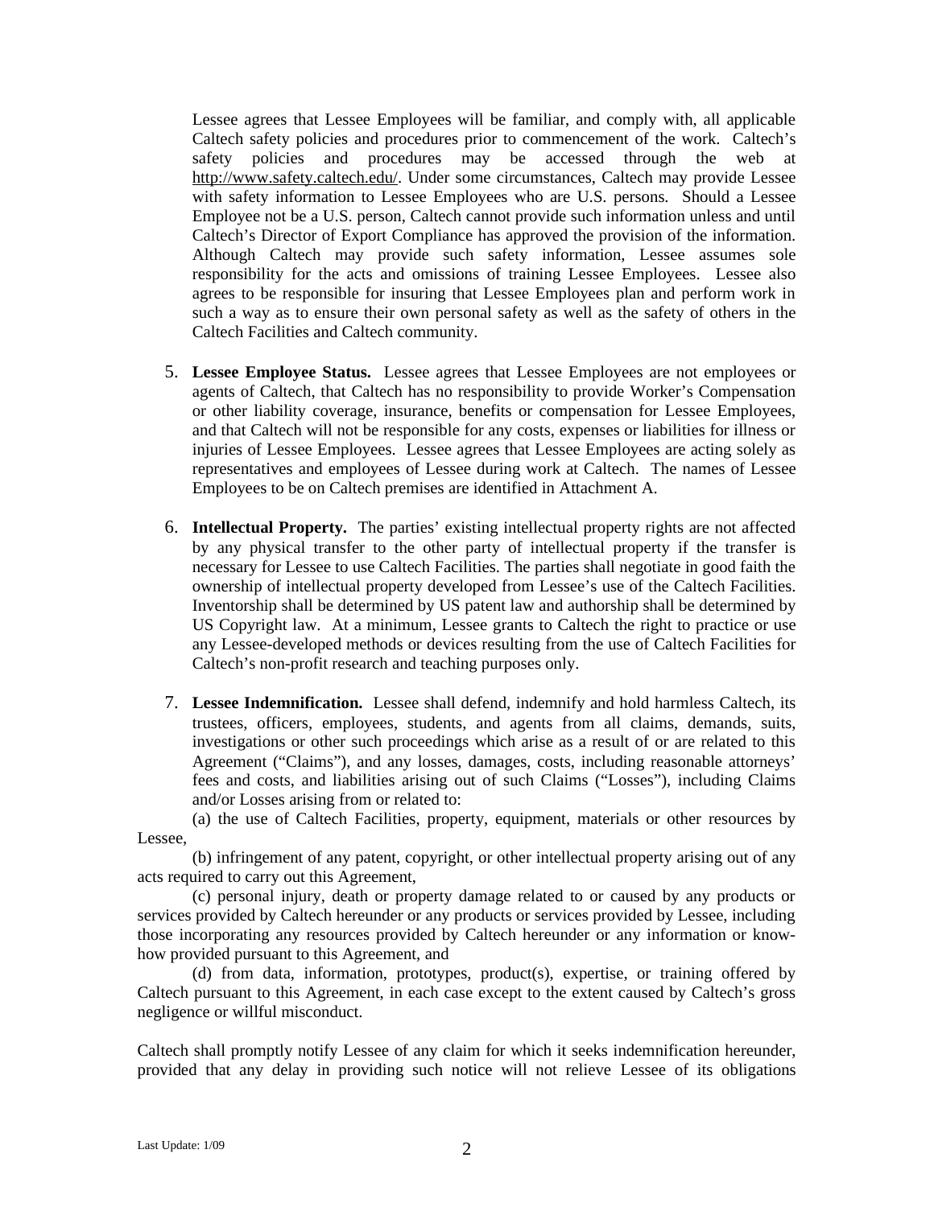Lessee agrees that Lessee Employees will be familiar, and comply with, all applicable Caltech safety policies and procedures prior to commencement of the work. Caltech's safety policies and procedures may be accessed through the web at http://www.safety.caltech.edu/. Under some circumstances, Caltech may provide Lessee with safety information to Lessee Employees who are U.S. persons. Should a Lessee Employee not be a U.S. person, Caltech cannot provide such information unless and until Caltech's Director of Export Compliance has approved the provision of the information. Although Caltech may provide such safety information, Lessee assumes sole responsibility for the acts and omissions of training Lessee Employees. Lessee also agrees to be responsible for insuring that Lessee Employees plan and perform work in such a way as to ensure their own personal safety as well as the safety of others in the Caltech Facilities and Caltech community.

5. **Lessee Employee Status.** Lessee agrees that Lessee Employees are not employees or agents of Caltech, that Caltech has no responsibility to provide Worker's Compensation or other liability coverage, insurance, benefits or compensation for Lessee Employees, and that Caltech will not be responsible for any costs, expenses or liabilities for illness or injuries of Lessee Employees. Lessee agrees that Lessee Employees are acting solely as representatives and employees of Lessee during work at Caltech. The names of Lessee Employees to be on Caltech premises are identified in Attachment A.

6. **Intellectual Property.** The parties' existing intellectual property rights are not affected by any physical transfer to the other party of intellectual property if the transfer is necessary for Lessee to use Caltech Facilities. The parties shall negotiate in good faith the ownership of intellectual property developed from Lessee's use of the Caltech Facilities. Inventorship shall be determined by US patent law and authorship shall be determined by US Copyright law. At a minimum, Lessee grants to Caltech the right to practice or use any Lessee-developed methods or devices resulting from the use of Caltech Facilities for Caltech's non-profit research and teaching purposes only.

7. **Lessee Indemnification.** Lessee shall defend, indemnify and hold harmless Caltech, its trustees, officers, employees, students, and agents from all claims, demands, suits, investigations or other such proceedings which arise as a result of or are related to this Agreement ("Claims"), and any losses, damages, costs, including reasonable attorneys' fees and costs, and liabilities arising out of such Claims ("Losses"), including Claims and/or Losses arising from or related to:

(a) the use of Caltech Facilities, property, equipment, materials or other resources by Lessee,

(b) infringement of any patent, copyright, or other intellectual property arising out of any acts required to carry out this Agreement,

(c) personal injury, death or property damage related to or caused by any products or services provided by Caltech hereunder or any products or services provided by Lessee, including those incorporating any resources provided by Caltech hereunder or any information or know-how provided pursuant to this Agreement, and

(d) from data, information, prototypes, product(s), expertise, or training offered by Caltech pursuant to this Agreement, in each case except to the extent caused by Caltech's gross negligence or willful misconduct.

Caltech shall promptly notify Lessee of any claim for which it seeks indemnification hereunder, provided that any delay in providing such notice will not relieve Lessee of its obligations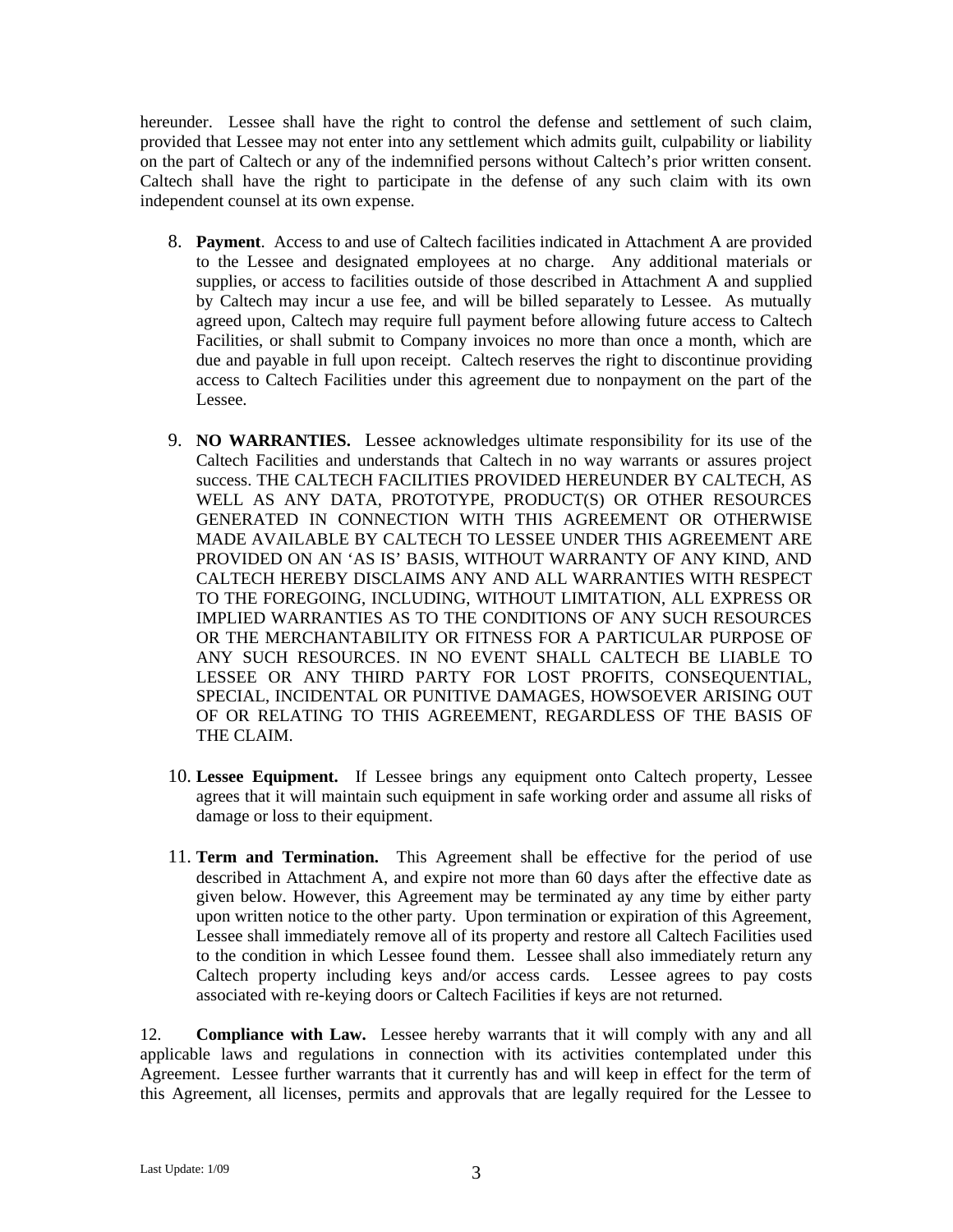hereunder. Lessee shall have the right to control the defense and settlement of such claim, provided that Lessee may not enter into any settlement which admits guilt, culpability or liability on the part of Caltech or any of the indemnified persons without Caltech's prior written consent. Caltech shall have the right to participate in the defense of any such claim with its own independent counsel at its own expense.

8. **Payment**. Access to and use of Caltech facilities indicated in Attachment A are provided to the Lessee and designated employees at no charge. Any additional materials or supplies, or access to facilities outside of those described in Attachment A and supplied by Caltech may incur a use fee, and will be billed separately to Lessee. As mutually agreed upon, Caltech may require full payment before allowing future access to Caltech Facilities, or shall submit to Company invoices no more than once a month, which are due and payable in full upon receipt. Caltech reserves the right to discontinue providing access to Caltech Facilities under this agreement due to nonpayment on the part of the Lessee.

9. **NO WARRANTIES.** Lessee acknowledges ultimate responsibility for its use of the Caltech Facilities and understands that Caltech in no way warrants or assures project success. THE CALTECH FACILITIES PROVIDED HEREUNDER BY CALTECH, AS WELL AS ANY DATA, PROTOTYPE, PRODUCT(S) OR OTHER RESOURCES GENERATED IN CONNECTION WITH THIS AGREEMENT OR OTHERWISE MADE AVAILABLE BY CALTECH TO LESSEE UNDER THIS AGREEMENT ARE PROVIDED ON AN 'AS IS' BASIS, WITHOUT WARRANTY OF ANY KIND, AND CALTECH HEREBY DISCLAIMS ANY AND ALL WARRANTIES WITH RESPECT TO THE FOREGOING, INCLUDING, WITHOUT LIMITATION, ALL EXPRESS OR IMPLIED WARRANTIES AS TO THE CONDITIONS OF ANY SUCH RESOURCES OR THE MERCHANTABILITY OR FITNESS FOR A PARTICULAR PURPOSE OF ANY SUCH RESOURCES. IN NO EVENT SHALL CALTECH BE LIABLE TO LESSEE OR ANY THIRD PARTY FOR LOST PROFITS, CONSEQUENTIAL, SPECIAL, INCIDENTAL OR PUNITIVE DAMAGES, HOWSOEVER ARISING OUT OF OR RELATING TO THIS AGREEMENT, REGARDLESS OF THE BASIS OF THE CLAIM.

10. **Lessee Equipment.** If Lessee brings any equipment onto Caltech property, Lessee agrees that it will maintain such equipment in safe working order and assume all risks of damage or loss to their equipment.

11. **Term and Termination.** This Agreement shall be effective for the period of use described in Attachment A, and expire not more than 60 days after the effective date as given below. However, this Agreement may be terminated ay any time by either party upon written notice to the other party. Upon termination or expiration of this Agreement, Lessee shall immediately remove all of its property and restore all Caltech Facilities used to the condition in which Lessee found them. Lessee shall also immediately return any Caltech property including keys and/or access cards. Lessee agrees to pay costs associated with re-keying doors or Caltech Facilities if keys are not returned.

12. **Compliance with Law.** Lessee hereby warrants that it will comply with any and all applicable laws and regulations in connection with its activities contemplated under this Agreement. Lessee further warrants that it currently has and will keep in effect for the term of this Agreement, all licenses, permits and approvals that are legally required for the Lessee to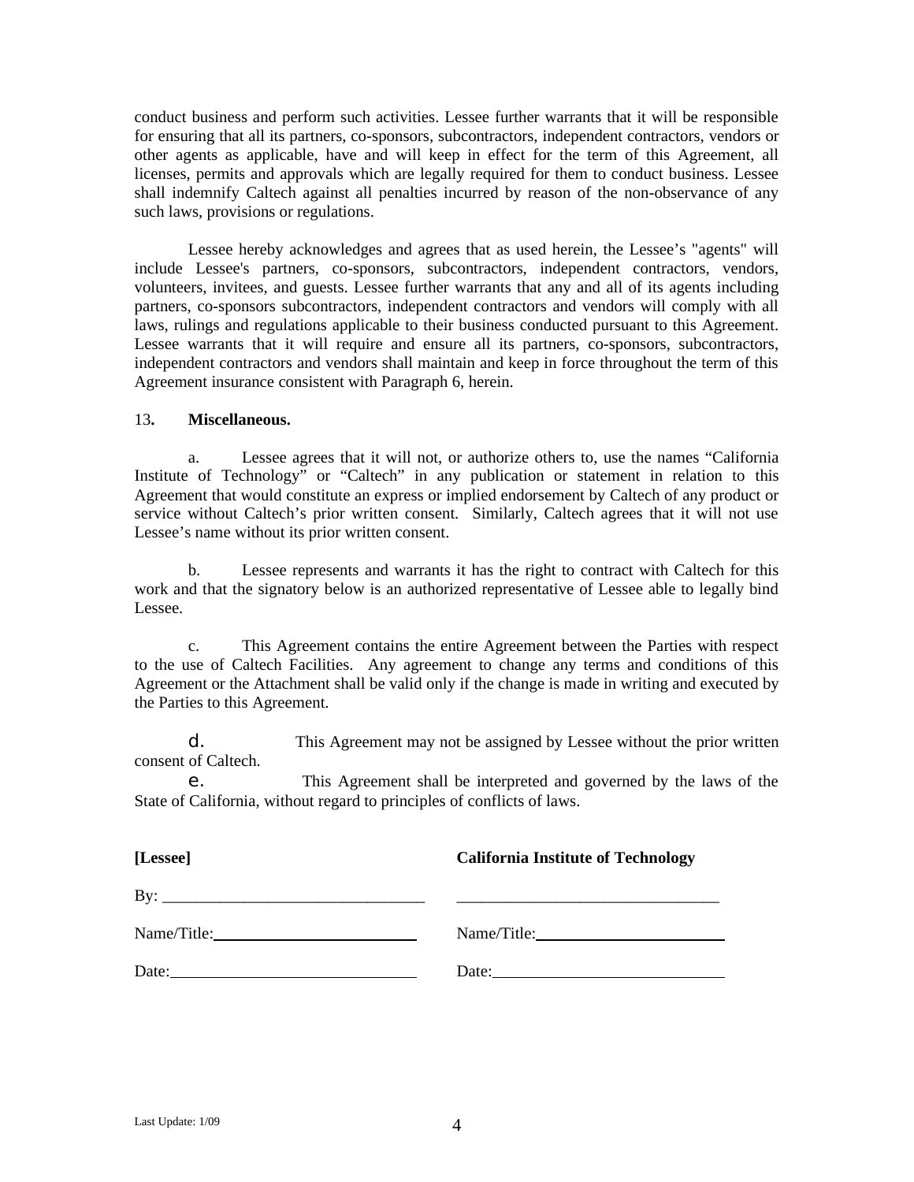conduct business and perform such activities. Lessee further warrants that it will be responsible for ensuring that all its partners, co-sponsors, subcontractors, independent contractors, vendors or other agents as applicable, have and will keep in effect for the term of this Agreement, all licenses, permits and approvals which are legally required for them to conduct business. Lessee shall indemnify Caltech against all penalties incurred by reason of the non-observance of any such laws, provisions or regulations.

Lessee hereby acknowledges and agrees that as used herein, the Lessee's "agents" will include Lessee's partners, co-sponsors, subcontractors, independent contractors, vendors, volunteers, invitees, and guests. Lessee further warrants that any and all of its agents including partners, co-sponsors subcontractors, independent contractors and vendors will comply with all laws, rulings and regulations applicable to their business conducted pursuant to this Agreement. Lessee warrants that it will require and ensure all its partners, co-sponsors, subcontractors, independent contractors and vendors shall maintain and keep in force throughout the term of this Agreement insurance consistent with Paragraph 6, herein.

13**.** **Miscellaneous.**

a. Lessee agrees that it will not, or authorize others to, use the names "California Institute of Technology" or "Caltech" in any publication or statement in relation to this Agreement that would constitute an express or implied endorsement by Caltech of any product or service without Caltech's prior written consent. Similarly, Caltech agrees that it will not use Lessee's name without its prior written consent.

b. Lessee represents and warrants it has the right to contract with Caltech for this work and that the signatory below is an authorized representative of Lessee able to legally bind Lessee.

c. This Agreement contains the entire Agreement between the Parties with respect to the use of Caltech Facilities. Any agreement to change any terms and conditions of this Agreement or the Attachment shall be valid only if the change is made in writing and executed by the Parties to this Agreement.

d. This Agreement may not be assigned by Lessee without the prior written consent of Caltech.

e. This Agreement shall be interpreted and governed by the laws of the State of California, without regard to principles of conflicts of laws.

| **[Lessee]** | **California Institute of Technology** |
|---|---|
| By: ________________________________ | ________________________________ |
| Name/Title: ________________________ | Name/Title: ________________________ |
| Date: ______________________________ | Date: ______________________________ |

Last Update: 1/09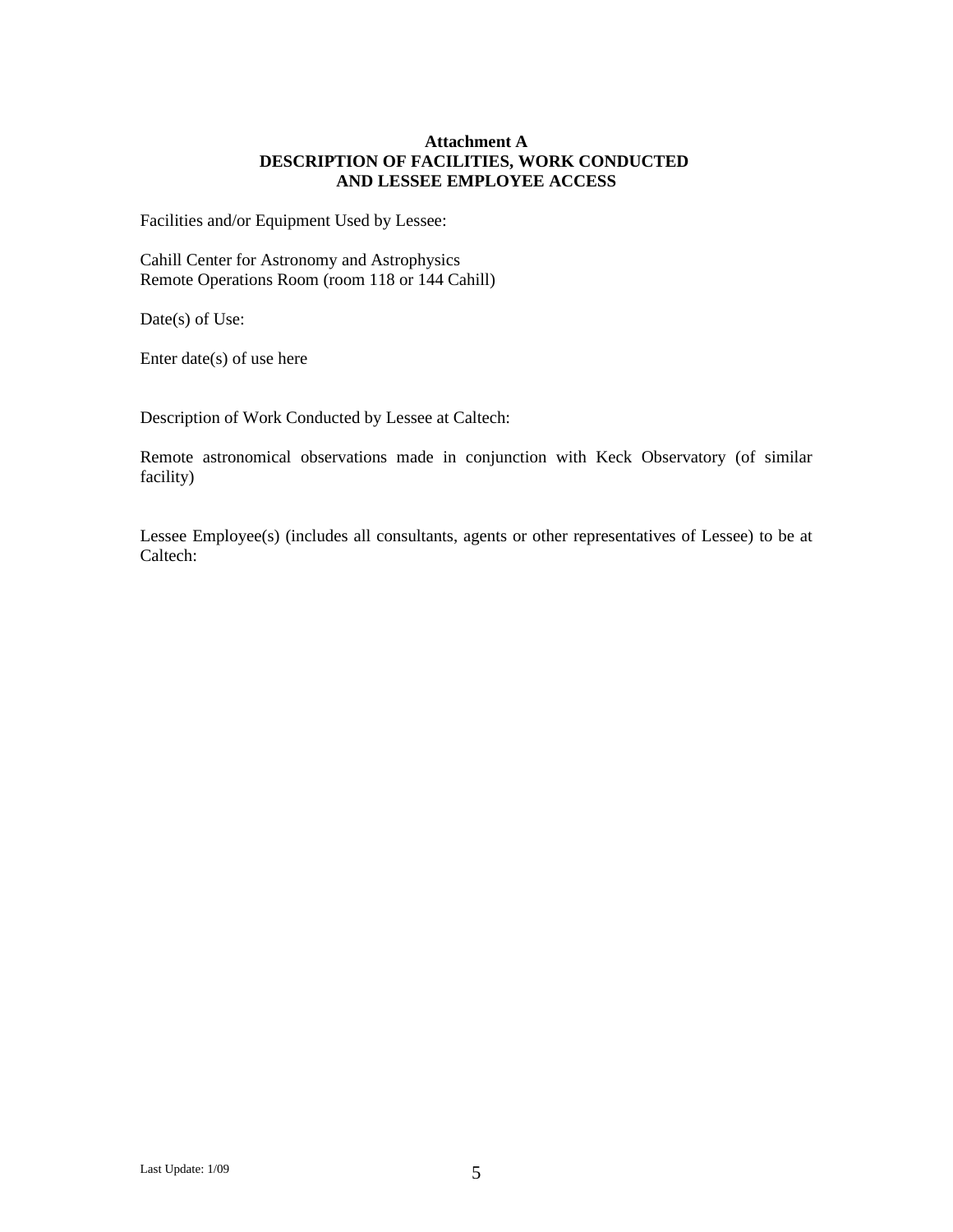**Attachment A**
**DESCRIPTION OF FACILITIES, WORK CONDUCTED AND LESSEE EMPLOYEE ACCESS**

Facilities and/or Equipment Used by Lessee:

Cahill Center for Astronomy and Astrophysics
Remote Operations Room (room 118 or 144 Cahill)

Date(s) of Use:

Enter date(s) of use here

Description of Work Conducted by Lessee at Caltech:

Remote astronomical observations made in conjunction with Keck Observatory (of similar facility)

Lessee Employee(s) (includes all consultants, agents or other representatives of Lessee) to be at Caltech:

Last Update: 1/09